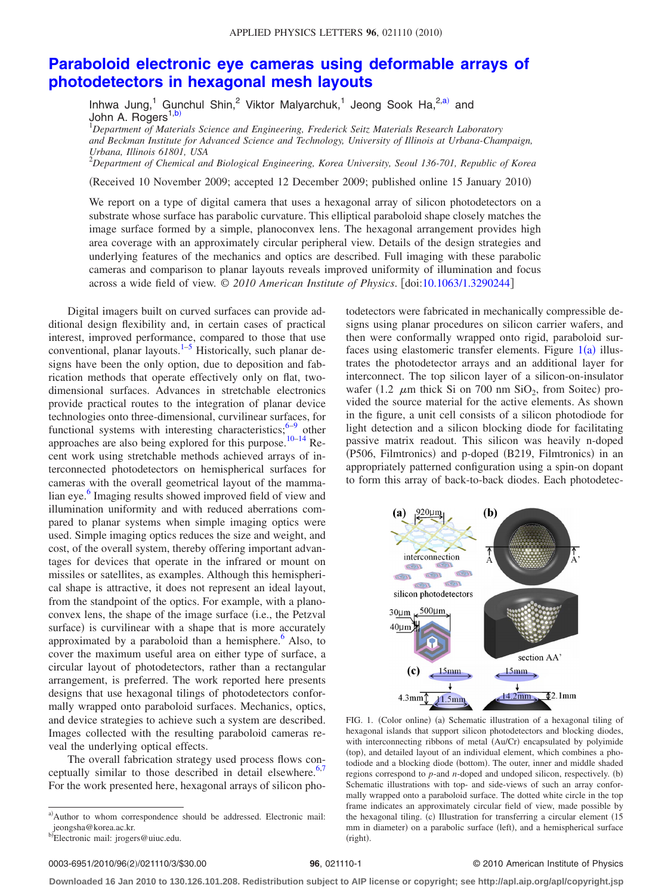# Paraboloid electronic eye cameras using deformable arrays of photodetectors in hexagonal mesh layouts

Inhwa Jung,[1] Gunchul Shin,[2] Viktor Malyarchuk,[1] Jeong Sook Ha,[2,a)] and John A. Rogers[1,b)]

[1]Department of Materials Science and Engineering, Frederick Seitz Materials Research Laboratory and Beckman Institute for Advanced Science and Technology, University of Illinois at Urbana-Champaign, Urbana, Illinois 61801, USA

[2]Department of Chemical and Biological Engineering, Korea University, Seoul 136-701, Republic of Korea

(Received 10 November 2009; accepted 12 December 2009; published online 15 January 2010)

We report on a type of digital camera that uses a hexagonal array of silicon photodetectors on a substrate whose surface has parabolic curvature. This elliptical paraboloid shape closely matches the image surface formed by a simple, planoconvex lens. The hexagonal arrangement provides high area coverage with an approximately circular peripheral view. Details of the design strategies and underlying features of the mechanics and optics are described. Full imaging with these parabolic cameras and comparison to planar layouts reveals improved uniformity of illumination and focus across a wide field of view. © *2010 American Institute of Physics*. [doi:10.1063/1.3290244]

Digital imagers built on curved surfaces can provide additional design flexibility and, in certain cases of practical interest, improved performance, compared to those that use conventional, planar layouts.[1–5] Historically, such planar designs have been the only option, due to deposition and fabrication methods that operate effectively only on flat, two-dimensional surfaces. Advances in stretchable electronics provide practical routes to the integration of planar device technologies onto three-dimensional, curvilinear surfaces, for functional systems with interesting characteristics;[6–9] other approaches are also being explored for this purpose.[10–14] Recent work using stretchable methods achieved arrays of interconnected photodetectors on hemispherical surfaces for cameras with the overall geometrical layout of the mammalian eye.[6] Imaging results showed improved field of view and illumination uniformity and with reduced aberrations compared to planar systems when simple imaging optics were used. Simple imaging optics reduces the size and weight, and cost, of the overall system, thereby offering important advantages for devices that operate in the infrared or mount on missiles or satellites, as examples. Although this hemispherical shape is attractive, it does not represent an ideal layout, from the standpoint of the optics. For example, with a planoconvex lens, the shape of the image surface (i.e., the Petzval surface) is curvilinear with a shape that is more accurately approximated by a paraboloid than a hemisphere.[6] Also, to cover the maximum useful area on either type of surface, a circular layout of photodetectors, rather than a rectangular arrangement, is preferred. The work reported here presents designs that use hexagonal tilings of photodetectors conformally wrapped onto paraboloid surfaces. Mechanics, optics, and device strategies to achieve such a system are described. Images collected with the resulting paraboloid cameras reveal the underlying optical effects.

The overall fabrication strategy used process flows conceptually similar to those described in detail elsewhere.[6,7] For the work presented here, hexagonal arrays of silicon photodetectors were fabricated in mechanically compressible designs using planar procedures on silicon carrier wafers, and then were conformally wrapped onto rigid, paraboloid surfaces using elastomeric transfer elements. Figure 1(a) illustrates the photodetector arrays and an additional layer for interconnect. The top silicon layer of a silicon-on-insulator wafer (1.2 $\mu$m thick Si on 700 nm $SiO_2$, from Soitec) provided the source material for the active elements. As shown in the figure, a unit cell consists of a silicon photodiode for light detection and a silicon blocking diode for facilitating passive matrix readout. This silicon was heavily n-doped (P506, Filmtronics) and p-doped (B219, Filmtronics) in an appropriately patterned configuration using a spin-on dopant to form this array of back-to-back diodes. Each photodetec-

FIG. 1. (Color online) (a) Schematic illustration of a hexagonal tiling of hexagonal islands that support silicon photodetectors and blocking diodes, with interconnecting ribbons of metal (Au/Cr) encapsulated by polyimide (top), and detailed layout of an individual element, which combines a photodiode and a blocking diode (bottom). The outer, inner and middle shaded regions correspond to *p*-and *n*-doped and undoped silicon, respectively. (b) Schematic illustrations with top- and side-views of such an array conformally wrapped onto a paraboloid surface. The dotted white circle in the top frame indicates an approximately circular field of view, made possible by the hexagonal tiling. (c) Illustration for transferring a circular element (15 mm in diameter) on a parabolic surface (left), and a hemispherical surface (right).

a)Author to whom correspondence should be addressed. Electronic mail: jeongsha@korea.ac.kr.

b)Electronic mail: jrogers@uiuc.edu.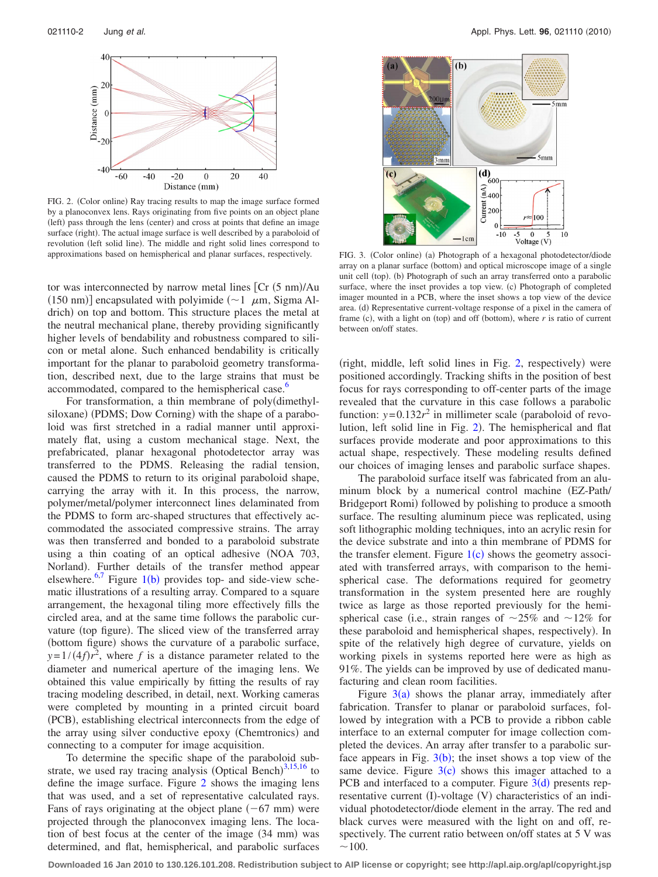FIG. 2. (Color online) Ray tracing results to map the image surface formed by a planoconvex lens. Rays originating from five points on an object plane (left) pass through the lens (center) and cross at points that define an image surface (right). The actual image surface is well described by a paraboloid of revolution (left solid line). The middle and right solid lines correspond to approximations based on hemispherical and planar surfaces, respectively.

tor was interconnected by narrow metal lines [Cr (5 nm)/Au (150 nm)] encapsulated with polyimide (~1 μm, Sigma Aldrich) on top and bottom. This structure places the metal at the neutral mechanical plane, thereby providing significantly higher levels of bendability and robustness compared to silicon or metal alone. Such enhanced bendability is critically important for the planar to paraboloid geometry transformation, described next, due to the large strains that must be accommodated, compared to the hemispherical case.[6]

For transformation, a thin membrane of poly(dimethylsiloxane) (PDMS; Dow Corning) with the shape of a paraboloid was first stretched in a radial manner until approximately flat, using a custom mechanical stage. Next, the prefabricated, planar hexagonal photodetector array was transferred to the PDMS. Releasing the radial tension, caused the PDMS to return to its original paraboloid shape, carrying the array with it. In this process, the narrow, polymer/metal/polymer interconnect lines delaminated from the PDMS to form arc-shaped structures that effectively accommodated the associated compressive strains. The array was then transferred and bonded to a paraboloid substrate using a thin coating of an optical adhesive (NOA 703, Norland). Further details of the transfer method appear elsewhere.[6,7] Figure 1(b) provides top- and side-view schematic illustrations of a resulting array. Compared to a square arrangement, the hexagonal tiling more effectively fills the circled area, and at the same time follows the parabolic curvature (top figure). The sliced view of the transferred array (bottom figure) shows the curvature of a parabolic surface, $y=1/(4f)r^2$, where $f$ is a distance parameter related to the diameter and numerical aperture of the imaging lens. We obtained this value empirically by fitting the results of ray tracing modeling described, in detail, next. Working cameras were completed by mounting in a printed circuit board (PCB), establishing electrical interconnects from the edge of the array using silver conductive epoxy (Chemtronics) and connecting to a computer for image acquisition.

To determine the specific shape of the paraboloid substrate, we used ray tracing analysis (Optical Bench)[3,15,16] to define the image surface. Figure 2 shows the imaging lens that was used, and a set of representative calculated rays. Fans of rays originating at the object plane (−67 mm) were projected through the planoconvex imaging lens. The location of best focus at the center of the image (34 mm) was determined, and flat, hemispherical, and parabolic surfaces (right, middle, left solid lines in Fig. 2, respectively) were positioned accordingly. Tracking shifts in the position of best focus for rays corresponding to off-center parts of the image revealed that the curvature in this case follows a parabolic function: $y=0.132r^2$ in millimeter scale (paraboloid of revolution, left solid line in Fig. 2). The hemispherical and flat surfaces provide moderate and poor approximations to this actual shape, respectively. These modeling results defined our choices of imaging lenses and parabolic surface shapes.

The paraboloid surface itself was fabricated from an aluminum block by a numerical control machine (EZ-Path/Bridgeport Romi) followed by polishing to produce a smooth surface. The resulting aluminum piece was replicated, using soft lithographic molding techniques, into an acrylic resin for the device substrate and into a thin membrane of PDMS for the transfer element. Figure 1(c) shows the geometry associated with transferred arrays, with comparison to the hemispherical case. The deformations required for geometry transformation in the system presented here are roughly twice as large as those reported previously for the hemispherical case (i.e., strain ranges of ~25% and ~12% for these paraboloid and hemispherical shapes, respectively). In spite of the relatively high degree of curvature, yields on working pixels in systems reported here were as high as 91%. The yields can be improved by use of dedicated manufacturing and clean room facilities.

Figure 3(a) shows the planar array, immediately after fabrication. Transfer to planar or paraboloid surfaces, followed by integration with a PCB to provide a ribbon cable interface to an external computer for image collection completed the devices. An array after transfer to a parabolic surface appears in Fig. 3(b); the inset shows a top view of the same device. Figure 3(c) shows this imager attached to a PCB and interfaced to a computer. Figure 3(d) presents representative current (I)-voltage (V) characteristics of an individual photodetector/diode element in the array. The red and black curves were measured with the light on and off, respectively. The current ratio between on/off states at 5 V was ~100.

FIG. 3. (Color online) (a) Photograph of a hexagonal photodetector/diode array on a planar surface (bottom) and optical microscope image of a single unit cell (top). (b) Photograph of such an array transferred onto a parabolic surface, where the inset provides a top view. (c) Photograph of completed imager mounted in a PCB, where the inset shows a top view of the device area. (d) Representative current-voltage response of a pixel in the camera of frame (c), with a light on (top) and off (bottom), where $r$ is ratio of current between on/off states.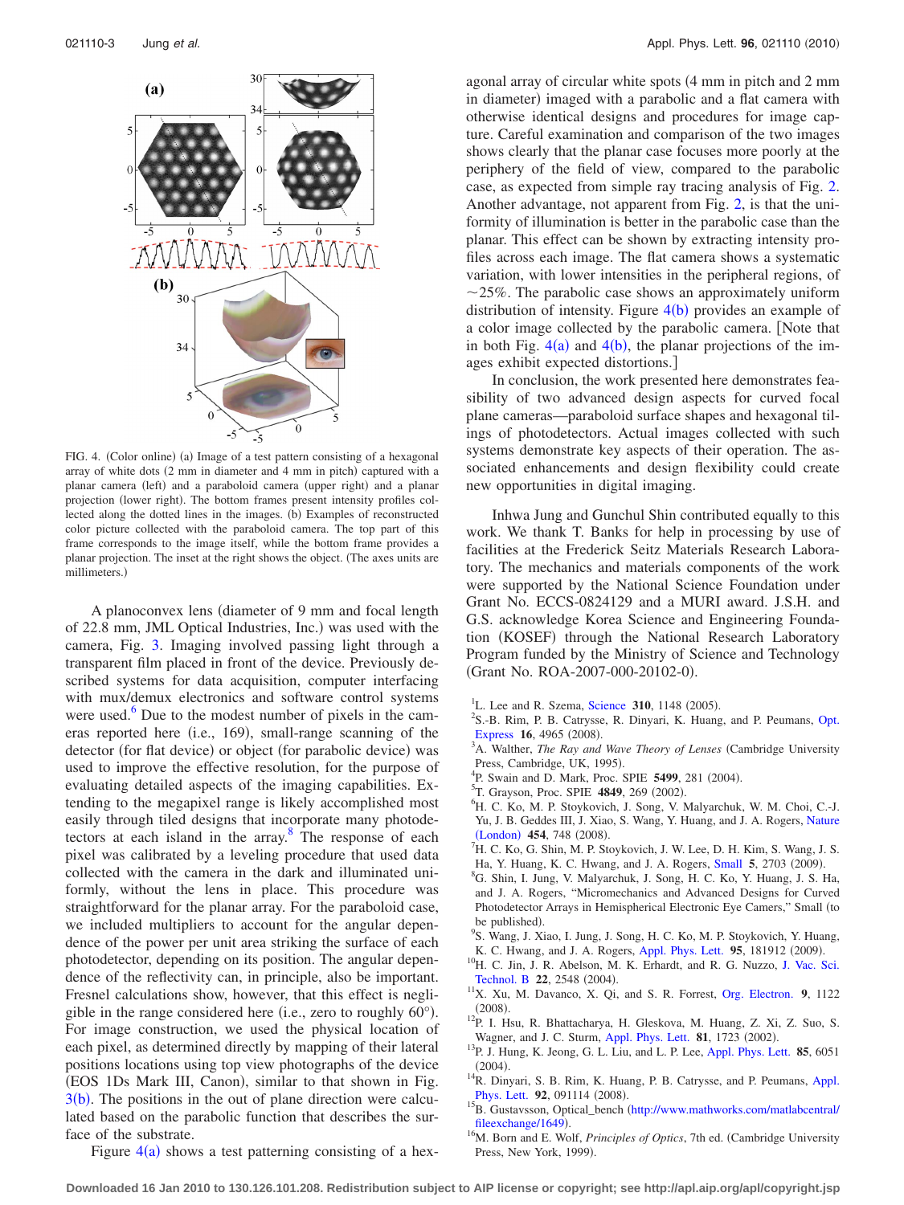(a)

30

34

5

0

-5

-5 0 5

-5 0 5

(b)

30

34

5

0

-5

5

0

-5

FIG. 4. (Color online) (a) Image of a test pattern consisting of a hexagonal array of white dots (2 mm in diameter and 4 mm in pitch) captured with a planar camera (left) and a paraboloid camera (upper right) and a planar projection (lower right). The bottom frames present intensity profiles collected along the dotted lines in the images. (b) Examples of reconstructed color picture collected with the paraboloid camera. The top part of this frame corresponds to the image itself, while the bottom frame provides a planar projection. The inset at the right shows the object. (The axes units are millimeters.)

A planoconvex lens (diameter of 9 mm and focal length of 22.8 mm, JML Optical Industries, Inc.) was used with the camera, Fig. 3. Imaging involved passing light through a transparent film placed in front of the device. Previously described systems for data acquisition, computer interfacing with mux/demux electronics and software control systems were used.[6] Due to the modest number of pixels in the cameras reported here (i.e., 169), small-range scanning of the detector (for flat device) or object (for parabolic device) was used to improve the effective resolution, for the purpose of evaluating detailed aspects of the imaging capabilities. Extending to the megapixel range is likely accomplished most easily through tiled designs that incorporate many photodetectors at each island in the array.[8] The response of each pixel was calibrated by a leveling procedure that used data collected with the camera in the dark and illuminated uniformly, without the lens in place. This procedure was straightforward for the planar array. For the paraboloid case, we included multipliers to account for the angular dependence of the power per unit area striking the surface of each photodetector, depending on its position. The angular dependence of the reflectivity can, in principle, also be important. Fresnel calculations show, however, that this effect is negligible in the range considered here (i.e., zero to roughly 60°). For image construction, we used the physical location of each pixel, as determined directly by mapping of their lateral positions locations using top view photographs of the device (EOS 1Ds Mark III, Canon), similar to that shown in Fig. 3(b). The positions in the out of plane direction were calculated based on the parabolic function that describes the surface of the substrate.

Figure 4(a) shows a test patterning consisting of a hexagonal array of circular white spots (4 mm in pitch and 2 mm in diameter) imaged with a parabolic and a flat camera with otherwise identical designs and procedures for image capture. Careful examination and comparison of the two images shows clearly that the planar case focuses more poorly at the periphery of the field of view, compared to the parabolic case, as expected from simple ray tracing analysis of Fig. 2. Another advantage, not apparent from Fig. 2, is that the uniformity of illumination is better in the parabolic case than the planar. This effect can be shown by extracting intensity profiles across each image. The flat camera shows a systematic variation, with lower intensities in the peripheral regions, of ~25%. The parabolic case shows an approximately uniform distribution of intensity. Figure 4(b) provides an example of a color image collected by the parabolic camera. [Note that in both Fig. 4(a) and 4(b), the planar projections of the images exhibit expected distortions.]

In conclusion, the work presented here demonstrates feasibility of two advanced design aspects for curved focal plane cameras—paraboloid surface shapes and hexagonal tilings of photodetectors. Actual images collected with such systems demonstrate key aspects of their operation. The associated enhancements and design flexibility could create new opportunities in digital imaging.

Inhwa Jung and Gunchul Shin contributed equally to this work. We thank T. Banks for help in processing by use of facilities at the Frederick Seitz Materials Research Laboratory. The mechanics and materials components of the work were supported by the National Science Foundation under Grant No. ECCS-0824129 and a MURI award. J.S.H. and G.S. acknowledge Korea Science and Engineering Foundation (KOSEF) through the National Research Laboratory Program funded by the Ministry of Science and Technology (Grant No. ROA-2007-000-20102-0).

[1] L. Lee and R. Szema, Science **310**, 1148 (2005).
[2] S.-B. Rim, P. B. Catrysse, R. Dinyari, K. Huang, and P. Peumans, Opt. Express **16**, 4965 (2008).
[3] A. Walther, *The Ray and Wave Theory of Lenses* (Cambridge University Press, Cambridge, UK, 1995).
[4] P. Swain and D. Mark, Proc. SPIE **5499**, 281 (2004).
[5] T. Grayson, Proc. SPIE **4849**, 269 (2002).
[6] H. C. Ko, M. P. Stoykovich, J. Song, V. Malyarchuk, W. M. Choi, C.-J. Yu, J. B. Geddes III, J. Xiao, S. Wang, Y. Huang, and J. A. Rogers, Nature (London) **454**, 748 (2008).
[7] H. C. Ko, G. Shin, M. P. Stoykovich, J. W. Lee, D. H. Kim, S. Wang, J. S. Ha, Y. Huang, K. C. Hwang, and J. A. Rogers, Small **5**, 2703 (2009).
[8] G. Shin, I. Jung, V. Malyarchuk, J. Song, H. C. Ko, Y. Huang, J. S. Ha, and J. A. Rogers, "Micromechanics and Advanced Designs for Curved Photodetector Arrays in Hemispherical Electronic Eye Camers," Small (to be published).
[9] S. Wang, J. Xiao, I. Jung, J. Song, H. C. Ko, M. P. Stoykovich, Y. Huang, K. C. Hwang, and J. A. Rogers, Appl. Phys. Lett. **95**, 181912 (2009).
[10] H. C. Jin, J. R. Abelson, M. K. Erhardt, and R. G. Nuzzo, J. Vac. Sci. Technol. B **22**, 2548 (2004).
[11] X. Xu, M. Davanco, X. Qi, and S. R. Forrest, Org. Electron. **9**, 1122 (2008).
[12] P. I. Hsu, R. Bhattacharya, H. Gleskova, M. Huang, Z. Xi, Z. Suo, S. Wagner, and J. C. Sturm, Appl. Phys. Lett. **81**, 1723 (2002).
[13] P. J. Hung, K. Jeong, G. L. Liu, and L. P. Lee, Appl. Phys. Lett. **85**, 6051 (2004).
[14] R. Dinyari, S. B. Rim, K. Huang, P. B. Catrysse, and P. Peumans, Appl. Phys. Lett. **92**, 091114 (2008).
[15] B. Gustavsson, Optical_bench (http://www.mathworks.com/matlabcentral/fileexchange/1649).
[16] M. Born and E. Wolf, *Principles of Optics*, 7th ed. (Cambridge University Press, New York, 1999).